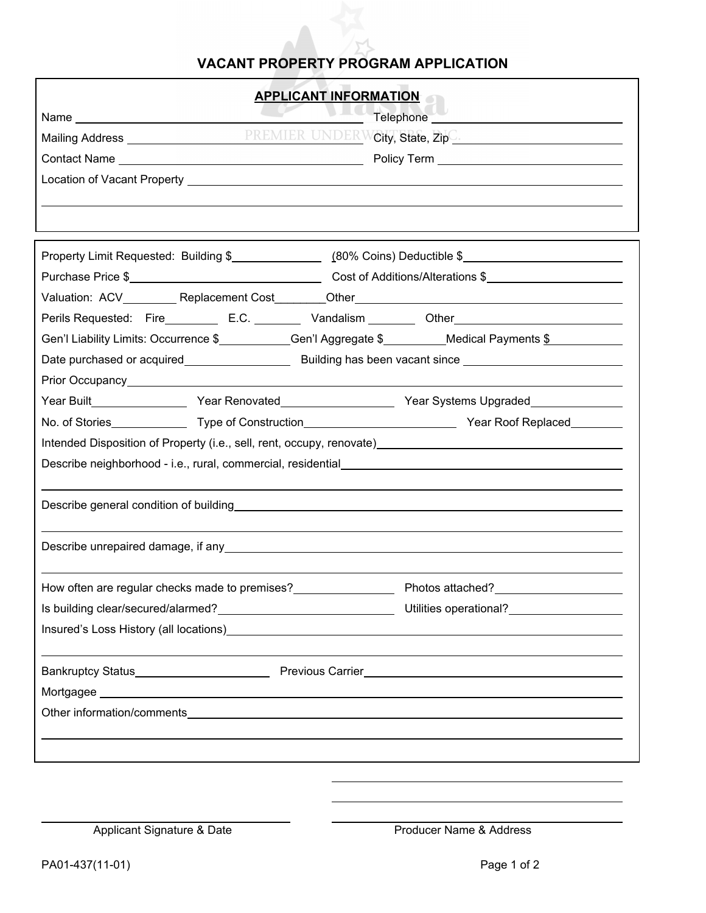# VACANT PROPERTY PROGRAM APPLICATION

## APPLICANT INFORMATION

Name \_\_\_\_\_\_\_\_\_\_\_\_\_\_\_\_\_\_\_\_ Telephone \_\_\_\_\_\_\_\_\_\_\_\_\_\_\_\_\_\_\_\_

Mailing Address \_\_\_\_\_\_\_\_\_\_\_\_\_\_\_\_\_\_\_\_ City, State, Zip \_\_\_\_\_\_\_\_\_\_\_\_\_\_\_\_\_\_\_\_

Contact Name \_\_\_\_\_\_\_\_\_\_\_\_\_\_\_\_\_\_\_\_ Policy Term \_\_\_\_\_\_\_\_\_\_\_\_\_\_\_\_\_\_\_\_

Location of Vacant Property \_\_\_\_\_\_\_\_\_\_\_\_\_\_\_\_\_\_\_\_

---

Property Limit Requested: Building $\_\_\_\_\_\_\_\_\_\_ (80% Coins) Deductible $\_\_\_\_\_\_\_\_\_\_

Purchase Price $\_\_\_\_\_\_\_\_\_\_ Cost of Additions/Alterations $\_\_\_\_\_\_\_\_\_\_

Valuation: ACV\_\_\_\_\_\_\_\_ Replacement Cost\_\_\_\_\_\_\_\_ Other\_\_\_\_\_\_\_\_\_\_

Perils Requested: Fire\_\_\_\_\_\_\_\_ E.C. \_\_\_\_\_\_\_\_ Vandalism \_\_\_\_\_\_\_\_ Other\_\_\_\_\_\_\_\_\_\_

Gen'l Liability Limits: Occurrence $\_\_\_\_\_\_\_\_ Gen'l Aggregate $\_\_\_\_\_\_\_\_ Medical Payments $\_\_\_\_\_\_\_\_

Date purchased or acquired\_\_\_\_\_\_\_\_\_\_ Building has been vacant since \_\_\_\_\_\_\_\_\_\_

Prior Occupancy\_\_\_\_\_\_\_\_\_\_

Year Built\_\_\_\_\_\_\_\_ Year Renovated\_\_\_\_\_\_\_\_ Year Systems Upgraded\_\_\_\_\_\_\_\_

No. of Stories\_\_\_\_\_\_\_\_ Type of Construction\_\_\_\_\_\_\_\_ Year Roof Replaced\_\_\_\_\_\_\_\_

Intended Disposition of Property (i.e., sell, rent, occupy, renovate)\_\_\_\_\_\_\_\_\_\_

Describe neighborhood - i.e., rural, commercial, residential\_\_\_\_\_\_\_\_\_\_

Describe general condition of building\_\_\_\_\_\_\_\_\_\_

Describe unrepaired damage, if any\_\_\_\_\_\_\_\_\_\_

How often are regular checks made to premises?\_\_\_\_\_\_\_\_ Photos attached?\_\_\_\_\_\_\_\_

Is building clear/secured/alarmed?\_\_\_\_\_\_\_\_ Utilities operational?\_\_\_\_\_\_\_\_

Insured's Loss History (all locations)\_\_\_\_\_\_\_\_\_\_

Bankruptcy Status\_\_\_\_\_\_\_\_ Previous Carrier\_\_\_\_\_\_\_\_

Mortgagee \_\_\_\_\_\_\_\_\_\_

Other information/comments\_\_\_\_\_\_\_\_\_\_

---

\_\_\_\_\_\_\_\_\_\_\_\_\_\_\_\_\_\_\_\_ Applicant Signature & Date

\_\_\_\_\_\_\_\_\_\_\_\_\_\_\_\_\_\_\_\_ Producer Name & Address

PA01-437(11-01)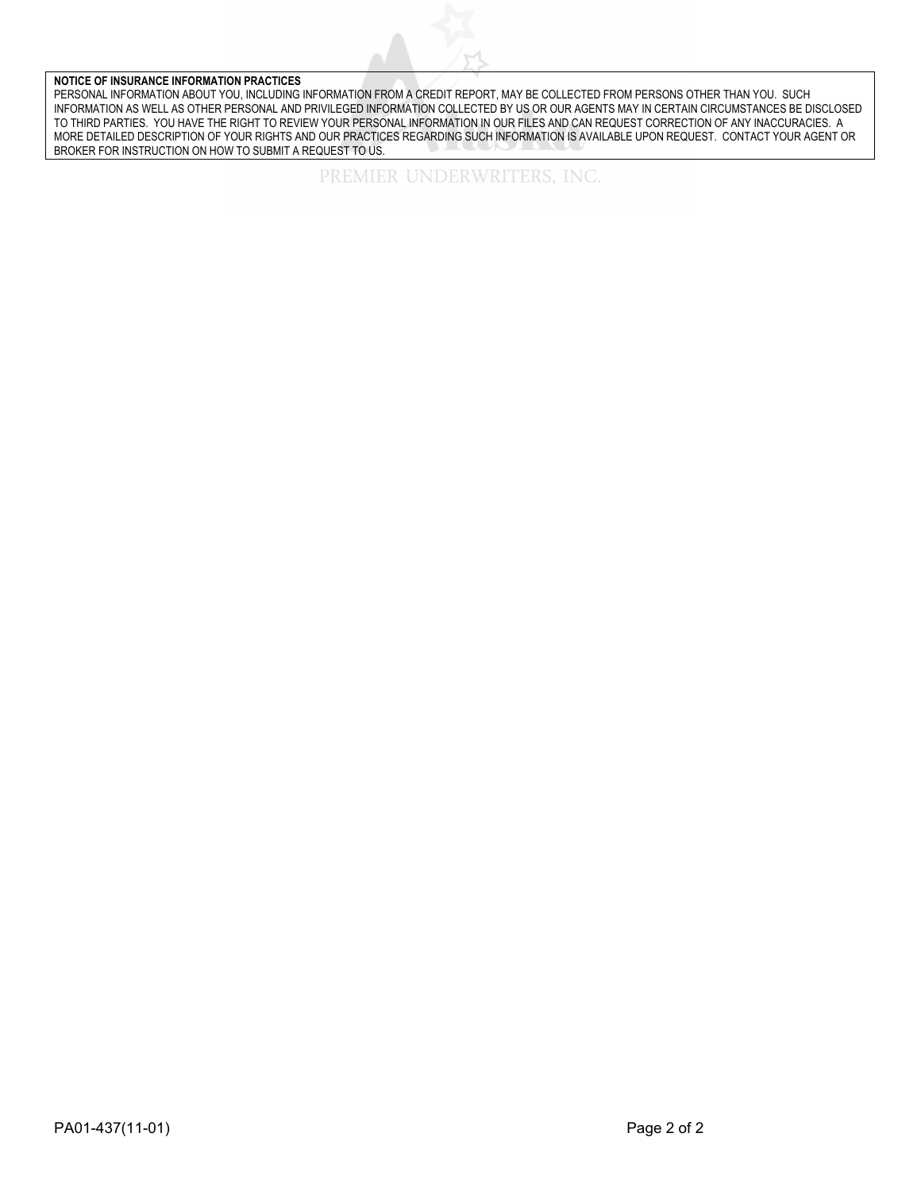**NOTICE OF INSURANCE INFORMATION PRACTICES**

PERSONAL INFORMATION ABOUT YOU, INCLUDING INFORMATION FROM A CREDIT REPORT, MAY BE COLLECTED FROM PERSONS OTHER THAN YOU. SUCH INFORMATION AS WELL AS OTHER PERSONAL AND PRIVILEGED INFORMATION COLLECTED BY US OR OUR AGENTS MAY IN CERTAIN CIRCUMSTANCES BE DISCLOSED TO THIRD PARTIES. YOU HAVE THE RIGHT TO REVIEW YOUR PERSONAL INFORMATION IN OUR FILES AND CAN REQUEST CORRECTION OF ANY INACCURACIES. A MORE DETAILED DESCRIPTION OF YOUR RIGHTS AND OUR PRACTICES REGARDING SUCH INFORMATION IS AVAILABLE UPON REQUEST. CONTACT YOUR AGENT OR BROKER FOR INSTRUCTION ON HOW TO SUBMIT A REQUEST TO US.

PA01-437(11-01)